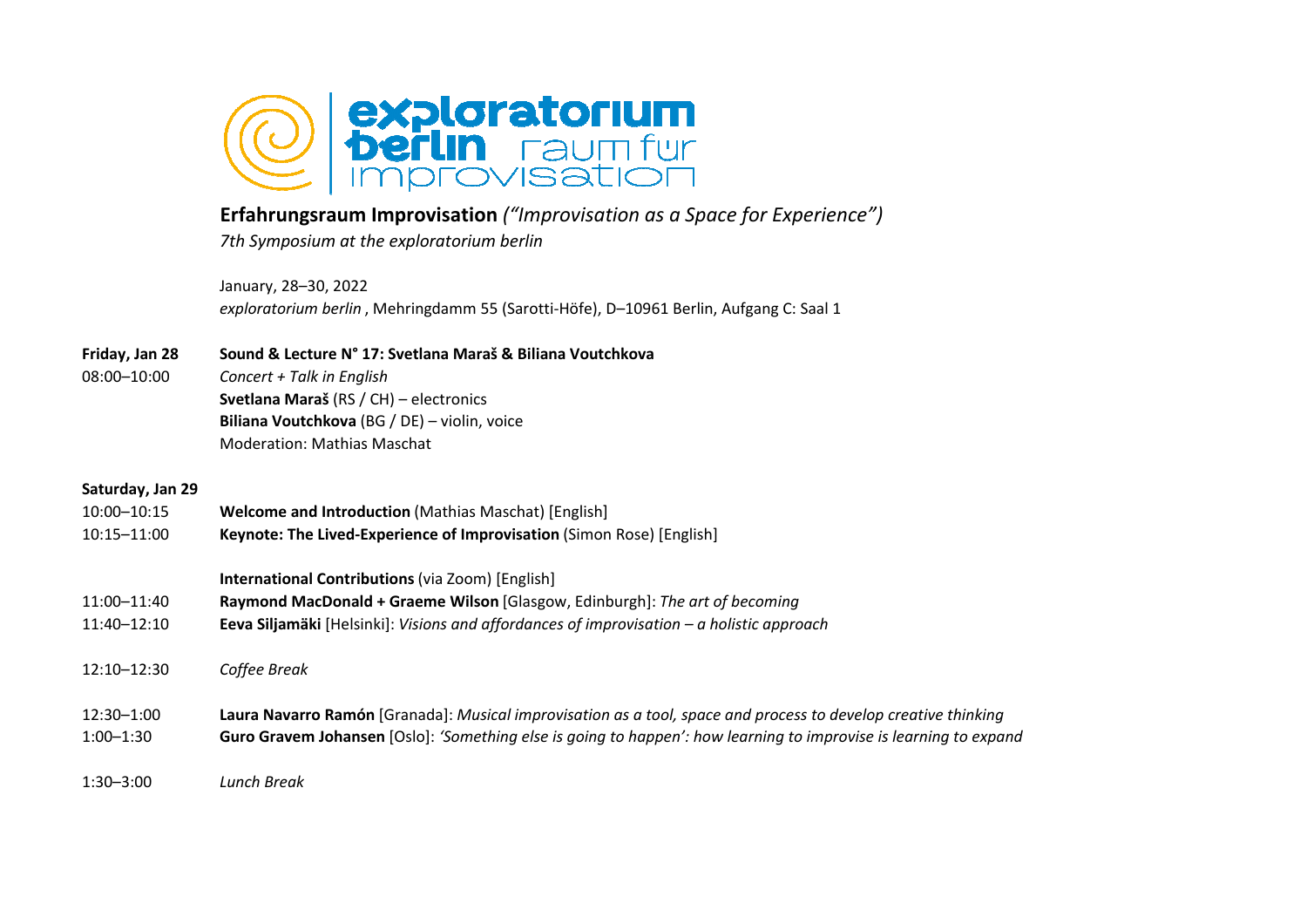exploratorium berlin raum für improvisation

# Erfahrungsraum Improvisation *("Improvisation as a Space for Experience")*

*7th Symposium at the exploratorium berlin*

January, 28–30, 2022
*exploratorium berlin* , Mehringdamm 55 (Sarotti-Höfe), D–10961 Berlin, Aufgang C: Saal 1

**Friday, Jan 28**

08:00–10:00 **Sound & Lecture N° 17: Svetlana Maraš & Biliana Voutchkova**
*Concert + Talk in English*
**Svetlana Maraš** (RS / CH) – electronics
**Biliana Voutchkova** (BG / DE) – violin, voice
Moderation: Mathias Maschat

**Saturday, Jan 29**

10:00–10:15 **Welcome and Introduction** (Mathias Maschat) [English]
10:15–11:00 **Keynote: The Lived-Experience of Improvisation** (Simon Rose) [English]

**International Contributions** (via Zoom) [English]
11:00–11:40 **Raymond MacDonald + Graeme Wilson** [Glasgow, Edinburgh]: *The art of becoming*
11:40–12:10 **Eeva Siljamäki** [Helsinki]: *Visions and affordances of improvisation – a holistic approach*

12:10–12:30 *Coffee Break*

12:30–1:00 **Laura Navarro Ramón** [Granada]: *Musical improvisation as a tool, space and process to develop creative thinking*
1:00–1:30 **Guro Gravem Johansen** [Oslo]: *'Something else is going to happen': how learning to improvise is learning to expand*

1:30–3:00 *Lunch Break*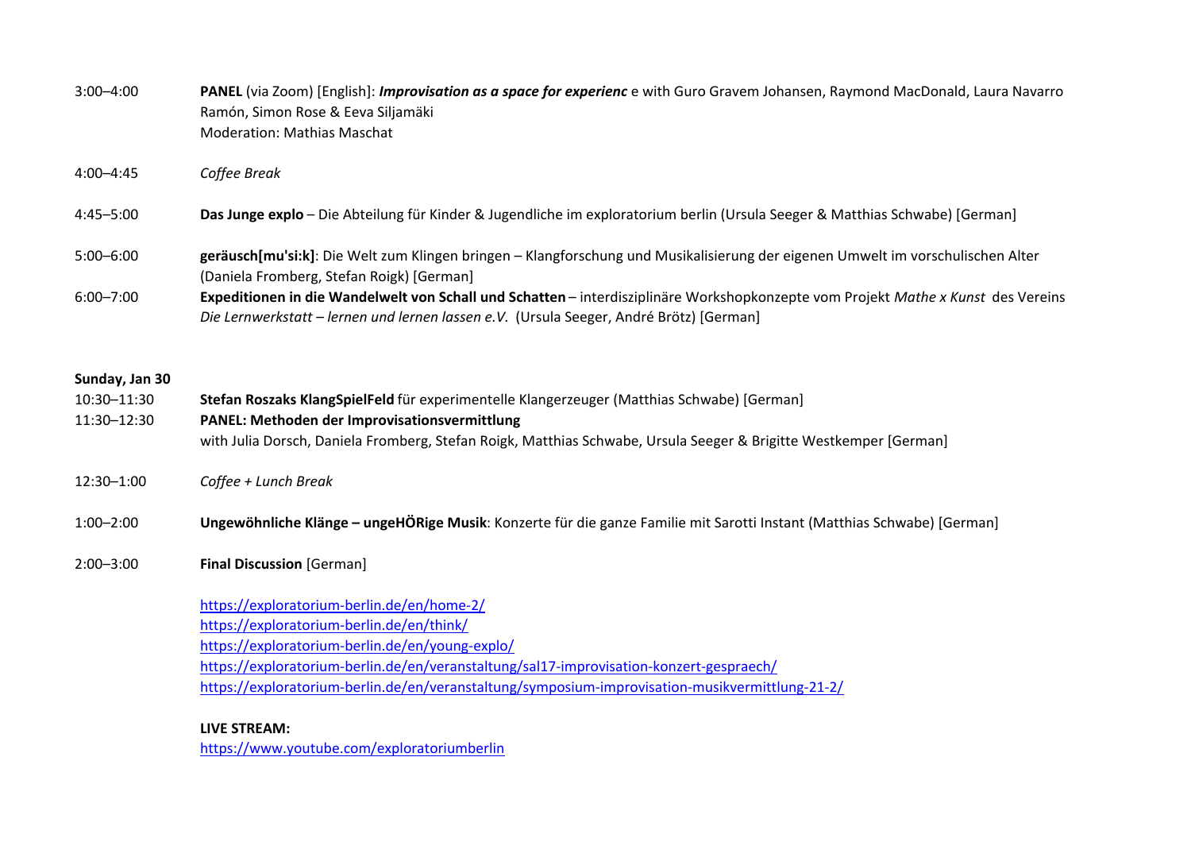3:00–4:00 **PANEL** (via Zoom) [English]: ***Improvisation as a space for experienc*** e with Guro Gravem Johansen, Raymond MacDonald, Laura Navarro Ramón, Simon Rose & Eeva Siljamäki
Moderation: Mathias Maschat

4:00–4:45 *Coffee Break*

4:45–5:00 **Das Junge explo** – Die Abteilung für Kinder & Jugendliche im exploratorium berlin (Ursula Seeger & Matthias Schwabe) [German]

5:00–6:00 **geräusch[mu'si:k]**: Die Welt zum Klingen bringen – Klangforschung und Musikalisierung der eigenen Umwelt im vorschulischen Alter (Daniela Fromberg, Stefan Roigk) [German]

6:00–7:00 **Expeditionen in die Wandelwelt von Schall und Schatten** – interdisziplinäre Workshopkonzepte vom Projekt *Mathe x Kunst* des Vereins *Die Lernwerkstatt – lernen und lernen lassen e.V.* (Ursula Seeger, André Brötz) [German]

**Sunday, Jan 30**

10:30–11:30 **Stefan Roszaks KlangSpielFeld** für experimentelle Klangerzeuger (Matthias Schwabe) [German]

11:30–12:30 **PANEL: Methoden der Improvisationsvermittlung**
with Julia Dorsch, Daniela Fromberg, Stefan Roigk, Matthias Schwabe, Ursula Seeger & Brigitte Westkemper [German]

12:30–1:00 *Coffee + Lunch Break*

1:00–2:00 **Ungewöhnliche Klänge – ungeHÖRige Musik**: Konzerte für die ganze Familie mit Sarotti Instant (Matthias Schwabe) [German]

2:00–3:00 **Final Discussion** [German]

https://exploratorium-berlin.de/en/home-2/
https://exploratorium-berlin.de/en/think/
https://exploratorium-berlin.de/en/young-explo/
https://exploratorium-berlin.de/en/veranstaltung/sal17-improvisation-konzert-gespraech/
https://exploratorium-berlin.de/en/veranstaltung/symposium-improvisation-musikvermittlung-21-2/

**LIVE STREAM:**
https://www.youtube.com/exploratoriumberlin